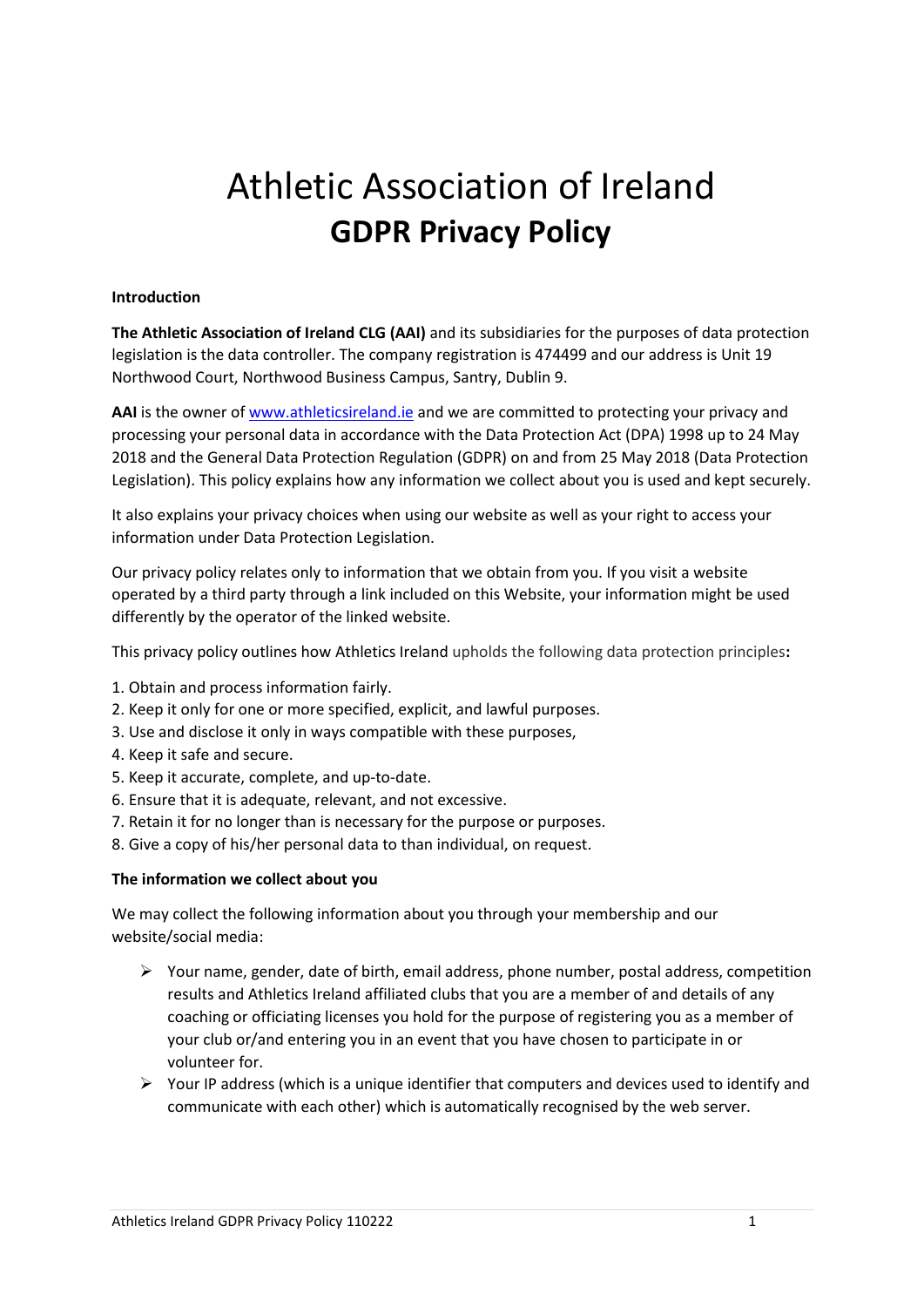# Athletic Association of Ireland
## GDPR Privacy Policy

**Introduction**

**The Athletic Association of Ireland CLG (AAI)** and its subsidiaries for the purposes of data protection legislation is the data controller. The company registration is 474499 and our address is Unit 19 Northwood Court, Northwood Business Campus, Santry, Dublin 9.

**AAI** is the owner of [www.athleticsireland.ie](www.athleticsireland.ie) and we are committed to protecting your privacy and processing your personal data in accordance with the Data Protection Act (DPA) 1998 up to 24 May 2018 and the General Data Protection Regulation (GDPR) on and from 25 May 2018 (Data Protection Legislation). This policy explains how any information we collect about you is used and kept securely.

It also explains your privacy choices when using our website as well as your right to access your information under Data Protection Legislation.

Our privacy policy relates only to information that we obtain from you. If you visit a website operated by a third party through a link included on this Website, your information might be used differently by the operator of the linked website.

This privacy policy outlines how Athletics Ireland upholds the following data protection principles**:**

1. Obtain and process information fairly.
2. Keep it only for one or more specified, explicit, and lawful purposes.
3. Use and disclose it only in ways compatible with these purposes,
4. Keep it safe and secure.
5. Keep it accurate, complete, and up-to-date.
6. Ensure that it is adequate, relevant, and not excessive.
7. Retain it for no longer than is necessary for the purpose or purposes.
8. Give a copy of his/her personal data to than individual, on request.

**The information we collect about you**

We may collect the following information about you through your membership and our website/social media:

- Your name, gender, date of birth, email address, phone number, postal address, competition results and Athletics Ireland affiliated clubs that you are a member of and details of any coaching or officiating licenses you hold for the purpose of registering you as a member of your club or/and entering you in an event that you have chosen to participate in or volunteer for.
- Your IP address (which is a unique identifier that computers and devices used to identify and communicate with each other) which is automatically recognised by the web server.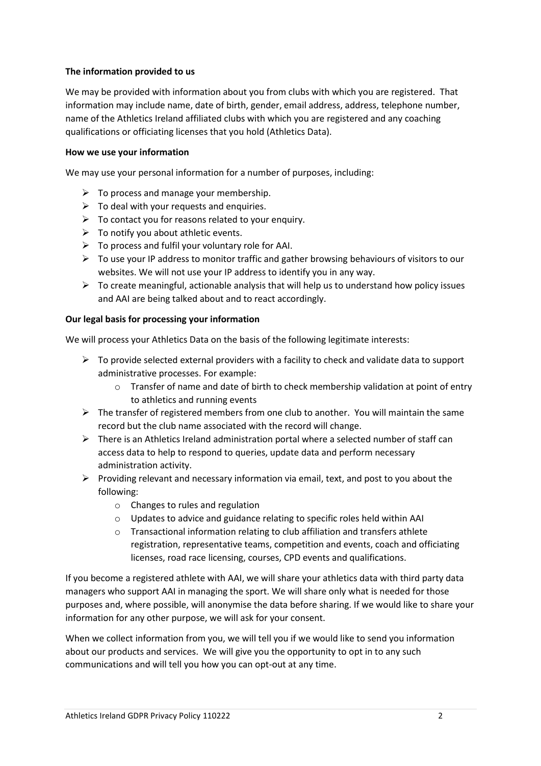**The information provided to us**

We may be provided with information about you from clubs with which you are registered. That information may include name, date of birth, gender, email address, address, telephone number, name of the Athletics Ireland affiliated clubs with which you are registered and any coaching qualifications or officiating licenses that you hold (Athletics Data).

**How we use your information**

We may use your personal information for a number of purposes, including:

- To process and manage your membership.
- To deal with your requests and enquiries.
- To contact you for reasons related to your enquiry.
- To notify you about athletic events.
- To process and fulfil your voluntary role for AAI.
- To use your IP address to monitor traffic and gather browsing behaviours of visitors to our websites. We will not use your IP address to identify you in any way.
- To create meaningful, actionable analysis that will help us to understand how policy issues and AAI are being talked about and to react accordingly.

**Our legal basis for processing your information**

We will process your Athletics Data on the basis of the following legitimate interests:

- To provide selected external providers with a facility to check and validate data to support administrative processes. For example:
    - Transfer of name and date of birth to check membership validation at point of entry to athletics and running events
- The transfer of registered members from one club to another. You will maintain the same record but the club name associated with the record will change.
- There is an Athletics Ireland administration portal where a selected number of staff can access data to help to respond to queries, update data and perform necessary administration activity.
- Providing relevant and necessary information via email, text, and post to you about the following:
    - Changes to rules and regulation
    - Updates to advice and guidance relating to specific roles held within AAI
    - Transactional information relating to club affiliation and transfers athlete registration, representative teams, competition and events, coach and officiating licenses, road race licensing, courses, CPD events and qualifications.

If you become a registered athlete with AAI, we will share your athletics data with third party data managers who support AAI in managing the sport. We will share only what is needed for those purposes and, where possible, will anonymise the data before sharing. If we would like to share your information for any other purpose, we will ask for your consent.

When we collect information from you, we will tell you if we would like to send you information about our products and services. We will give you the opportunity to opt in to any such communications and will tell you how you can opt-out at any time.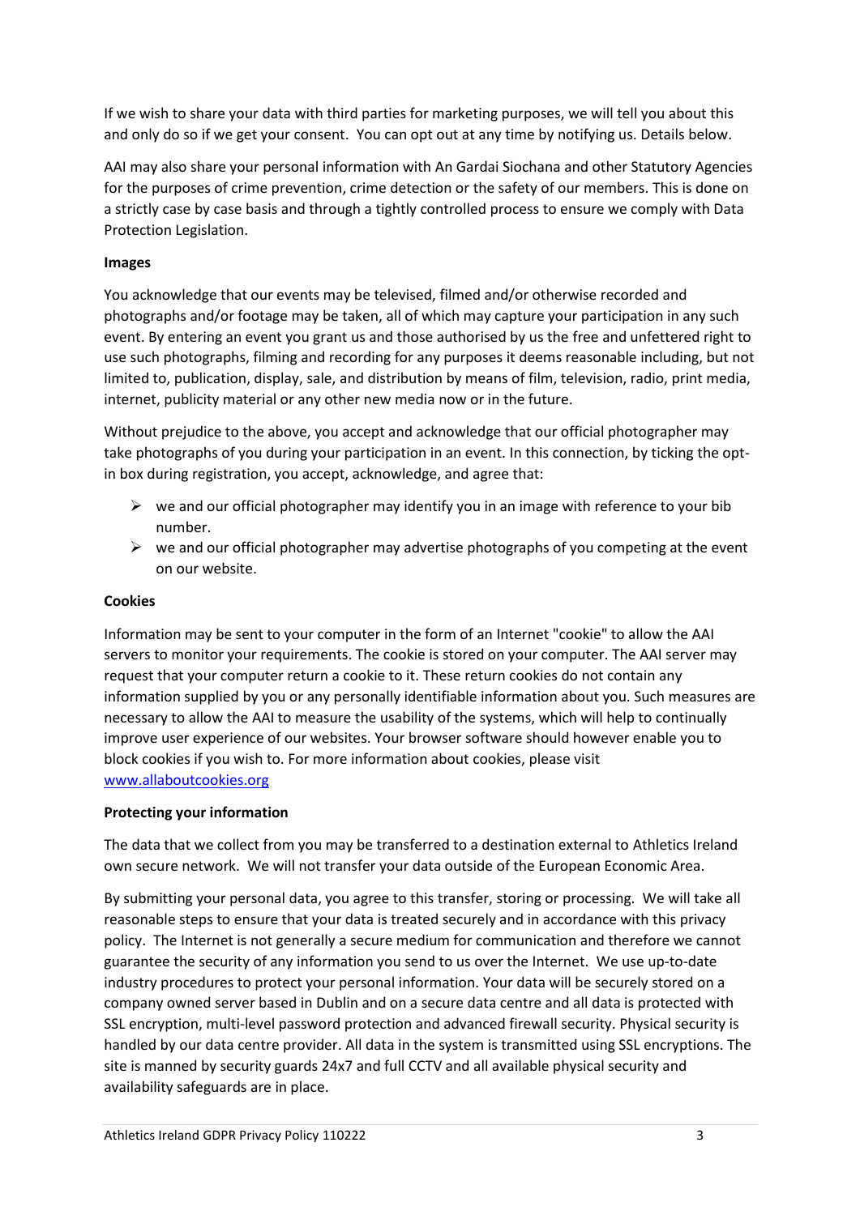If we wish to share your data with third parties for marketing purposes, we will tell you about this and only do so if we get your consent. You can opt out at any time by notifying us. Details below.

AAI may also share your personal information with An Gardai Siochana and other Statutory Agencies for the purposes of crime prevention, crime detection or the safety of our members. This is done on a strictly case by case basis and through a tightly controlled process to ensure we comply with Data Protection Legislation.

**Images**

You acknowledge that our events may be televised, filmed and/or otherwise recorded and photographs and/or footage may be taken, all of which may capture your participation in any such event. By entering an event you grant us and those authorised by us the free and unfettered right to use such photographs, filming and recording for any purposes it deems reasonable including, but not limited to, publication, display, sale, and distribution by means of film, television, radio, print media, internet, publicity material or any other new media now or in the future.

Without prejudice to the above, you accept and acknowledge that our official photographer may take photographs of you during your participation in an event. In this connection, by ticking the opt-in box during registration, you accept, acknowledge, and agree that:

- we and our official photographer may identify you in an image with reference to your bib number.
- we and our official photographer may advertise photographs of you competing at the event on our website.

**Cookies**

Information may be sent to your computer in the form of an Internet "cookie" to allow the AAI servers to monitor your requirements. The cookie is stored on your computer. The AAI server may request that your computer return a cookie to it. These return cookies do not contain any information supplied by you or any personally identifiable information about you. Such measures are necessary to allow the AAI to measure the usability of the systems, which will help to continually improve user experience of our websites. Your browser software should however enable you to block cookies if you wish to. For more information about cookies, please visit [www.allaboutcookies.org](http://www.allaboutcookies.org)

**Protecting your information**

The data that we collect from you may be transferred to a destination external to Athletics Ireland own secure network. We will not transfer your data outside of the European Economic Area.

By submitting your personal data, you agree to this transfer, storing or processing. We will take all reasonable steps to ensure that your data is treated securely and in accordance with this privacy policy. The Internet is not generally a secure medium for communication and therefore we cannot guarantee the security of any information you send to us over the Internet. We use up-to-date industry procedures to protect your personal information. Your data will be securely stored on a company owned server based in Dublin and on a secure data centre and all data is protected with SSL encryption, multi-level password protection and advanced firewall security. Physical security is handled by our data centre provider. All data in the system is transmitted using SSL encryptions. The site is manned by security guards 24x7 and full CCTV and all available physical security and availability safeguards are in place.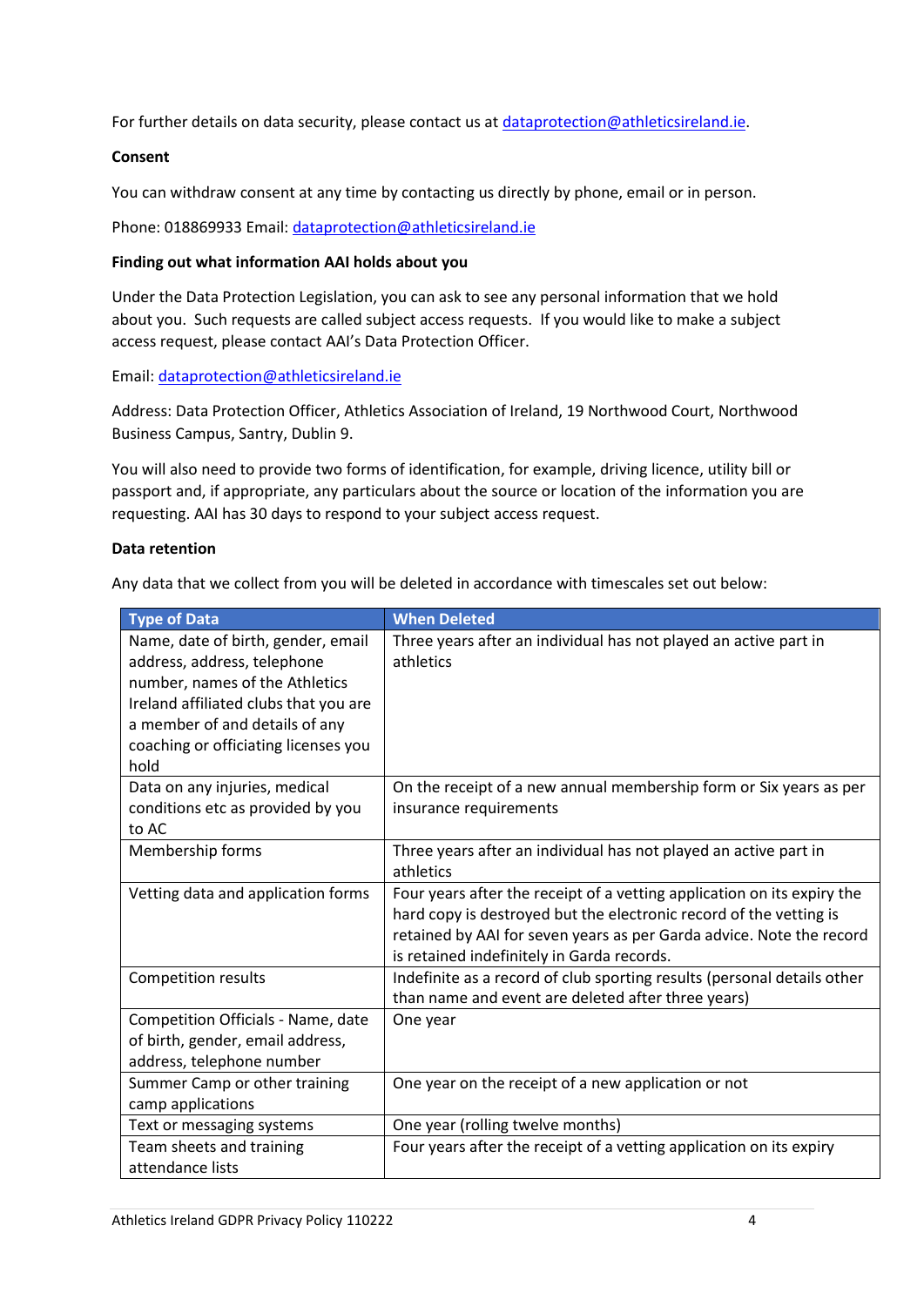For further details on data security, please contact us at dataprotection@athleticsireland.ie.

**Consent**

You can withdraw consent at any time by contacting us directly by phone, email or in person.

Phone: 018869933 Email: dataprotection@athleticsireland.ie

**Finding out what information AAI holds about you**

Under the Data Protection Legislation, you can ask to see any personal information that we hold about you. Such requests are called subject access requests. If you would like to make a subject access request, please contact AAI's Data Protection Officer.

Email: dataprotection@athleticsireland.ie

Address: Data Protection Officer, Athletics Association of Ireland, 19 Northwood Court, Northwood Business Campus, Santry, Dublin 9.

You will also need to provide two forms of identification, for example, driving licence, utility bill or passport and, if appropriate, any particulars about the source or location of the information you are requesting. AAI has 30 days to respond to your subject access request.

**Data retention**

Any data that we collect from you will be deleted in accordance with timescales set out below:

| Type of Data | When Deleted |
|---|---|
| Name, date of birth, gender, email address, address, telephone number, names of the Athletics Ireland affiliated clubs that you are a member of and details of any coaching or officiating licenses you hold | Three years after an individual has not played an active part in athletics |
| Data on any injuries, medical conditions etc as provided by you to AC | On the receipt of a new annual membership form or Six years as per insurance requirements |
| Membership forms | Three years after an individual has not played an active part in athletics |
| Vetting data and application forms | Four years after the receipt of a vetting application on its expiry the hard copy is destroyed but the electronic record of the vetting is retained by AAI for seven years as per Garda advice. Note the record is retained indefinitely in Garda records. |
| Competition results | Indefinite as a record of club sporting results (personal details other than name and event are deleted after three years) |
| Competition Officials - Name, date of birth, gender, email address, address, telephone number | One year |
| Summer Camp or other training camp applications | One year on the receipt of a new application or not |
| Text or messaging systems | One year (rolling twelve months) |
| Team sheets and training attendance lists | Four years after the receipt of a vetting application on its expiry |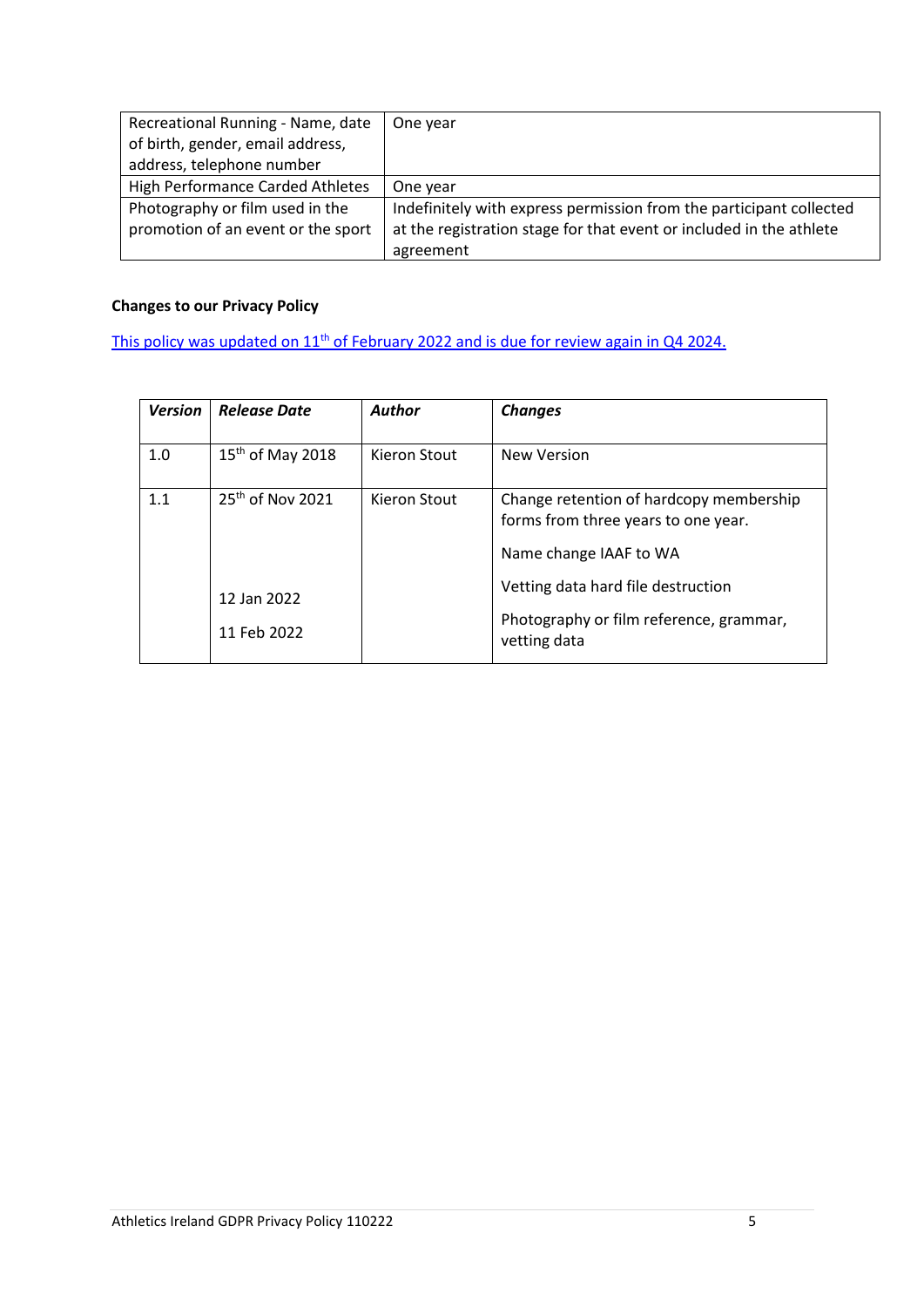| | |
|---|---|
| Recreational Running - Name, date of birth, gender, email address, address, telephone number | One year |
| High Performance Carded Athletes | One year |
| Photography or film used in the promotion of an event or the sport | Indefinitely with express permission from the participant collected at the registration stage for that event or included in the athlete agreement |

**Changes to our Privacy Policy**

This policy was updated on 11th of February 2022 and is due for review again in Q4 2024.

| *Version* | *Release Date* | *Author* | *Changes* |
|---|---|---|---|
| 1.0 | 15th of May 2018 | Kieron Stout | New Version |
| 1.1 | 25th of Nov 2021<br><br>12 Jan 2022<br><br>11 Feb 2022 | Kieron Stout | Change retention of hardcopy membership forms from three years to one year.<br><br>Name change IAAF to WA<br><br>Vetting data hard file destruction<br><br>Photography or film reference, grammar, vetting data |